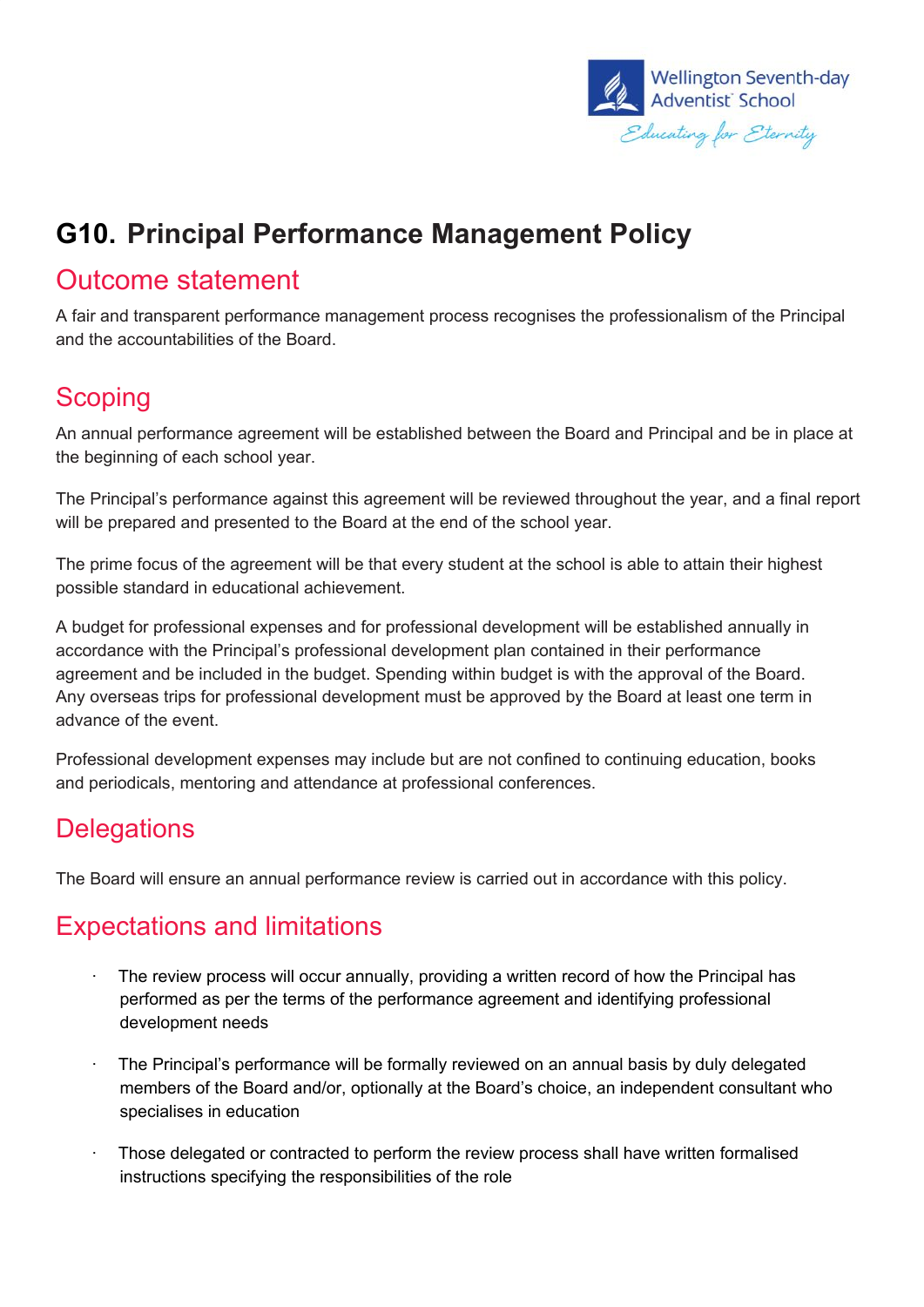# G10. Principal Performance Management Policy

## Outcome statement

A fair and transparent performance management process recognises the professionalism of the Principal and the accountabilities of the Board.

## Scoping

An annual performance agreement will be established between the Board and Principal and be in place at the beginning of each school year.

The Principal's performance against this agreement will be reviewed throughout the year, and a final report will be prepared and presented to the Board at the end of the school year.

The prime focus of the agreement will be that every student at the school is able to attain their highest possible standard in educational achievement.

A budget for professional expenses and for professional development will be established annually in accordance with the Principal's professional development plan contained in their performance agreement and be included in the budget. Spending within budget is with the approval of the Board. Any overseas trips for professional development must be approved by the Board at least one term in advance of the event.

Professional development expenses may include but are not confined to continuing education, books and periodicals, mentoring and attendance at professional conferences.

## Delegations

The Board will ensure an annual performance review is carried out in accordance with this policy.

## Expectations and limitations

- The review process will occur annually, providing a written record of how the Principal has performed as per the terms of the performance agreement and identifying professional development needs
- The Principal's performance will be formally reviewed on an annual basis by duly delegated members of the Board and/or, optionally at the Board's choice, an independent consultant who specialises in education
- Those delegated or contracted to perform the review process shall have written formalised instructions specifying the responsibilities of the role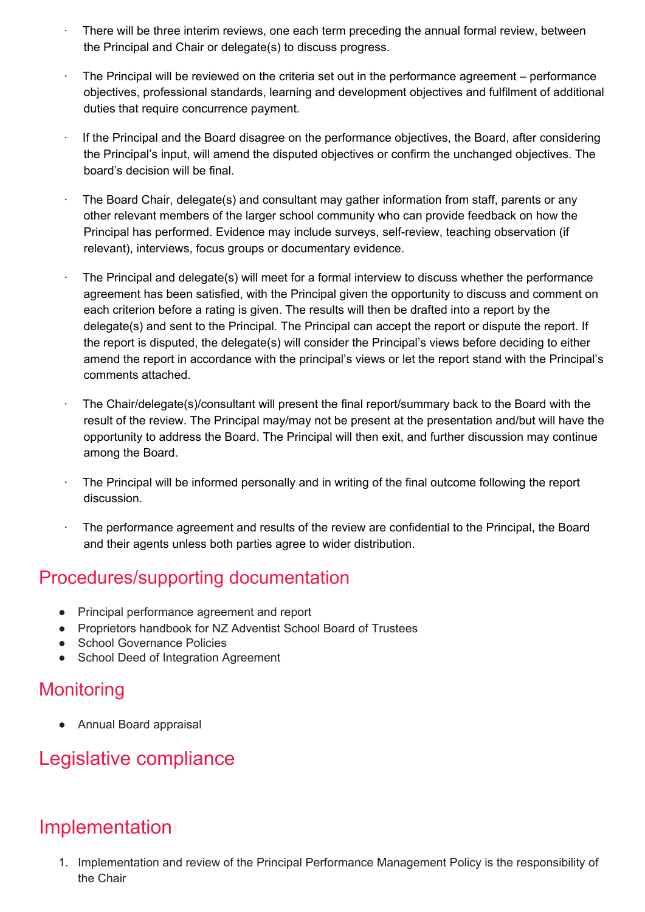- There will be three interim reviews, one each term preceding the annual formal review, between the Principal and Chair or delegate(s) to discuss progress.

- The Principal will be reviewed on the criteria set out in the performance agreement – performance objectives, professional standards, learning and development objectives and fulfilment of additional duties that require concurrence payment.

- If the Principal and the Board disagree on the performance objectives, the Board, after considering the Principal's input, will amend the disputed objectives or confirm the unchanged objectives. The board's decision will be final.

- The Board Chair, delegate(s) and consultant may gather information from staff, parents or any other relevant members of the larger school community who can provide feedback on how the Principal has performed. Evidence may include surveys, self-review, teaching observation (if relevant), interviews, focus groups or documentary evidence.

- The Principal and delegate(s) will meet for a formal interview to discuss whether the performance agreement has been satisfied, with the Principal given the opportunity to discuss and comment on each criterion before a rating is given. The results will then be drafted into a report by the delegate(s) and sent to the Principal. The Principal can accept the report or dispute the report. If the report is disputed, the delegate(s) will consider the Principal's views before deciding to either amend the report in accordance with the principal's views or let the report stand with the Principal's comments attached.

- The Chair/delegate(s)/consultant will present the final report/summary back to the Board with the result of the review. The Principal may/may not be present at the presentation and/but will have the opportunity to address the Board. The Principal will then exit, and further discussion may continue among the Board.

- The Principal will be informed personally and in writing of the final outcome following the report discussion.

- The performance agreement and results of the review are confidential to the Principal, the Board and their agents unless both parties agree to wider distribution.

## Procedures/supporting documentation

- Principal performance agreement and report
- Proprietors handbook for NZ Adventist School Board of Trustees
- School Governance Policies
- School Deed of Integration Agreement

## Monitoring

- Annual Board appraisal

## Legislative compliance

## Implementation

1. Implementation and review of the Principal Performance Management Policy is the responsibility of the Chair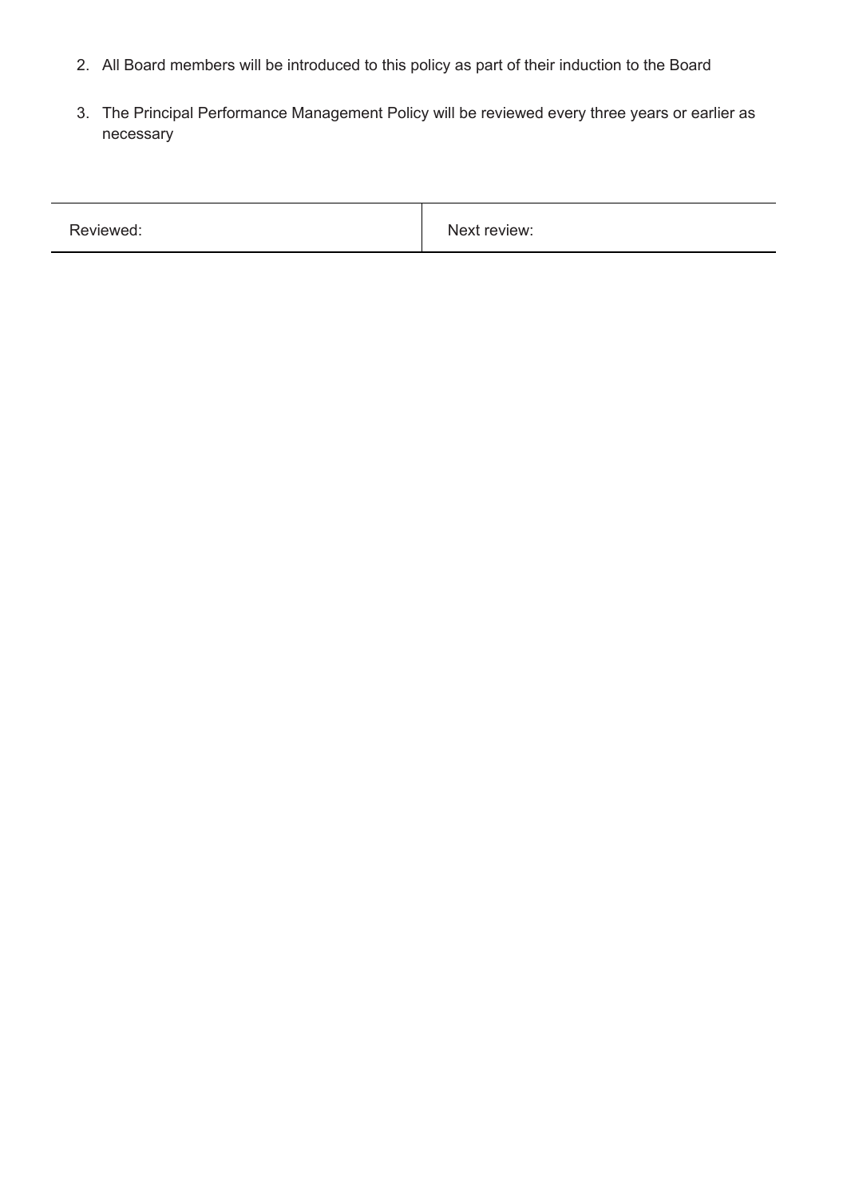2. All Board members will be introduced to this policy as part of their induction to the Board

3. The Principal Performance Management Policy will be reviewed every three years or earlier as necessary

| | |
|---|---|
| Reviewed: | Next review: |